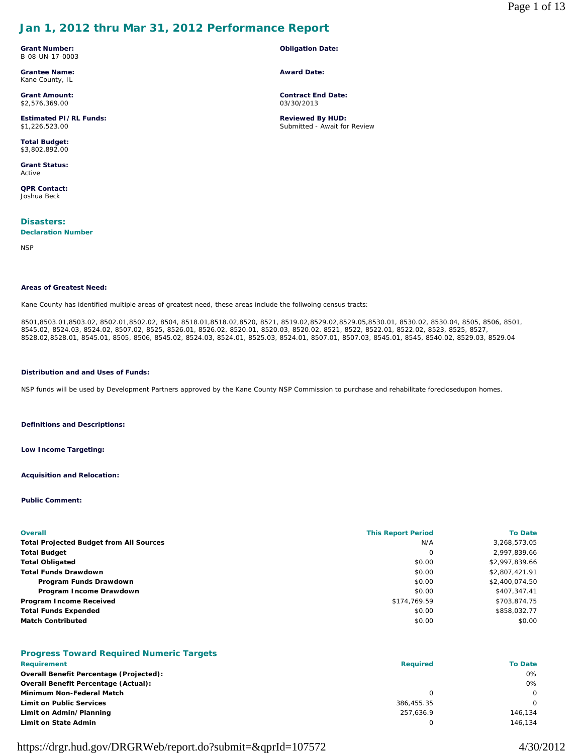# Jan 1, 2012 thru Mar 31, 2012 Performance Report

**Grant Number:**
B-08-UN-17-0003

**Obligation Date:**

**Grantee Name:**
Kane County, IL

**Award Date:**

**Grant Amount:**
$2,576,369.00

**Contract End Date:**
03/30/2013

**Estimated PI/RL Funds:**
$1,226,523.00

**Reviewed By HUD:**
Submitted - Await for Review

**Total Budget:**
$3,802,892.00

**Grant Status:**
Active

**QPR Contact:**
Joshua Beck

## Disasters:

**Declaration Number**

NSP

**Areas of Greatest Need:**

Kane County has identified multiple areas of greatest need, these areas include the follwoing census tracts:

8501,8503.01,8503.02, 8502.01,8502.02, 8504, 8518.01,8518.02,8520, 8521, 8519.02,8529.02,8529.05,8530.01, 8530.02, 8530.04, 8505, 8506, 8501, 8545.02, 8524.03, 8524.02, 8507.02, 8525, 8526.01, 8526.02, 8520.01, 8520.03, 8520.02, 8521, 8522, 8522.01, 8522.02, 8523, 8525, 8527, 8528.02,8528.01, 8545.01, 8505, 8506, 8545.02, 8524.03, 8524.01, 8525.03, 8524.01, 8507.01, 8507.03, 8545.01, 8545, 8540.02, 8529.03, 8529.04

**Distribution and and Uses of Funds:**

NSP funds will be used by Development Partners approved by the Kane County NSP Commission to purchase and rehabilitate foreclosedupon homes.

**Definitions and Descriptions:**

**Low Income Targeting:**

**Acquisition and Relocation:**

**Public Comment:**

| Overall | This Report Period | To Date |
|---|---|---|
| **Total Projected Budget from All Sources** | N/A | 3,268,573.05 |
| **Total Budget** | 0 | 2,997,839.66 |
| **Total Obligated** | $0.00 | $2,997,839.66 |
| **Total Funds Drawdown** | $0.00 | $2,807,421.91 |
| **Program Funds Drawdown** | $0.00 | $2,400,074.50 |
| **Program Income Drawdown** | $0.00 | $407,347.41 |
| **Program Income Received** | $174,769.59 | $703,874.75 |
| **Total Funds Expended** | $0.00 | $858,032.77 |
| **Match Contributed** | $0.00 | $0.00 |

## Progress Toward Required Numeric Targets

| Requirement | Required | To Date |
|---|---|---|
| **Overall Benefit Percentage (Projected):** | | 0% |
| **Overall Benefit Percentage (Actual):** | | 0% |
| **Minimum Non-Federal Match** | 0 | 0 |
| **Limit on Public Services** | 386,455.35 | 0 |
| **Limit on Admin/Planning** | 257,636.9 | 146,134 |
| **Limit on State Admin** | 0 | 146,134 |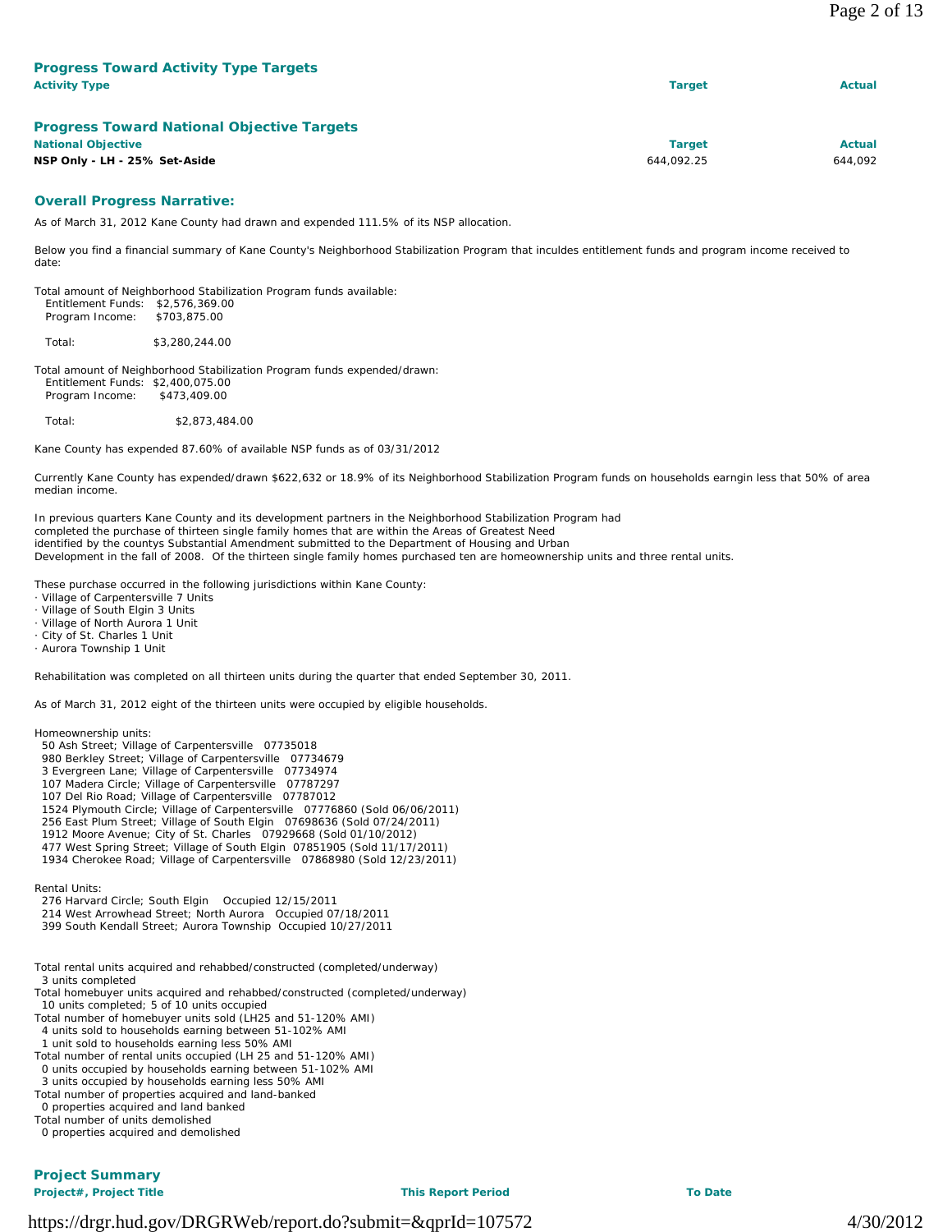## Progress Toward Activity Type Targets

| Activity Type | Target | Actual |
|---|---|---|

## Progress Toward National Objective Targets

| National Objective | Target | Actual |
|---|---|---|
| **NSP Only - LH - 25% Set-Aside** | 644,092.25 | 644,092 |

## Overall Progress Narrative:

As of March 31, 2012 Kane County had drawn and expended 111.5% of its NSP allocation.

Below you find a financial summary of Kane County's Neighborhood Stabilization Program that inculdes entitlement funds and program income received to date:

Total amount of Neighborhood Stabilization Program funds available:
Entitlement Funds: $2,576,369.00
Program Income: $703,875.00

Total: $3,280,244.00

Total amount of Neighborhood Stabilization Program funds expended/drawn:
Entitlement Funds: $2,400,075.00
Program Income: $473,409.00

Total: $2,873,484.00

Kane County has expended 87.60% of available NSP funds as of 03/31/2012

Currently Kane County has expended/drawn $622,632 or 18.9% of its Neighborhood Stabilization Program funds on households earngin less that 50% of area median income.

In previous quarters Kane County and its development partners in the Neighborhood Stabilization Program had completed the purchase of thirteen single family homes that are within the Areas of Greatest Need identified by the countys Substantial Amendment submitted to the Department of Housing and Urban Development in the fall of 2008. Of the thirteen single family homes purchased ten are homeownership units and three rental units.

These purchase occurred in the following jurisdictions within Kane County:
· Village of Carpentersville 7 Units
· Village of South Elgin 3 Units
· Village of North Aurora 1 Unit
· City of St. Charles 1 Unit
· Aurora Township 1 Unit

Rehabilitation was completed on all thirteen units during the quarter that ended September 30, 2011.

As of March 31, 2012 eight of the thirteen units were occupied by eligible households.

Homeownership units:
50 Ash Street; Village of Carpentersville 07735018
980 Berkley Street; Village of Carpentersville 07734679
3 Evergreen Lane; Village of Carpentersville 07734974
107 Madera Circle; Village of Carpentersville 07787297
107 Del Rio Road; Village of Carpentersville 07787012
1524 Plymouth Circle; Village of Carpentersville 07776860 (Sold 06/06/2011)
256 East Plum Street; Village of South Elgin 07698636 (Sold 07/24/2011)
1912 Moore Avenue; City of St. Charles 07929668 (Sold 01/10/2012)
477 West Spring Street; Village of South Elgin 07851905 (Sold 11/17/2011)
1934 Cherokee Road; Village of Carpentersville 07868980 (Sold 12/23/2011)

Rental Units:
276 Harvard Circle; South Elgin Occupied 12/15/2011
214 West Arrowhead Street; North Aurora Occupied 07/18/2011
399 South Kendall Street; Aurora Township Occupied 10/27/2011

Total rental units acquired and rehabbed/constructed (completed/underway)
3 units completed
Total homebuyer units acquired and rehabbed/constructed (completed/underway)
10 units completed; 5 of 10 units occupied
Total number of homebuyer units sold (LH25 and 51-120% AMI)
4 units sold to households earning between 51-102% AMI
1 unit sold to households earning less 50% AMI
Total number of rental units occupied (LH 25 and 51-120% AMI)
0 units occupied by households earning between 51-102% AMI
3 units occupied by households earning less 50% AMI
Total number of properties acquired and land-banked
0 properties acquired and land banked
Total number of units demolished
0 properties acquired and demolished

## Project Summary

| Project#, Project Title | This Report Period | To Date |
|---|---|---|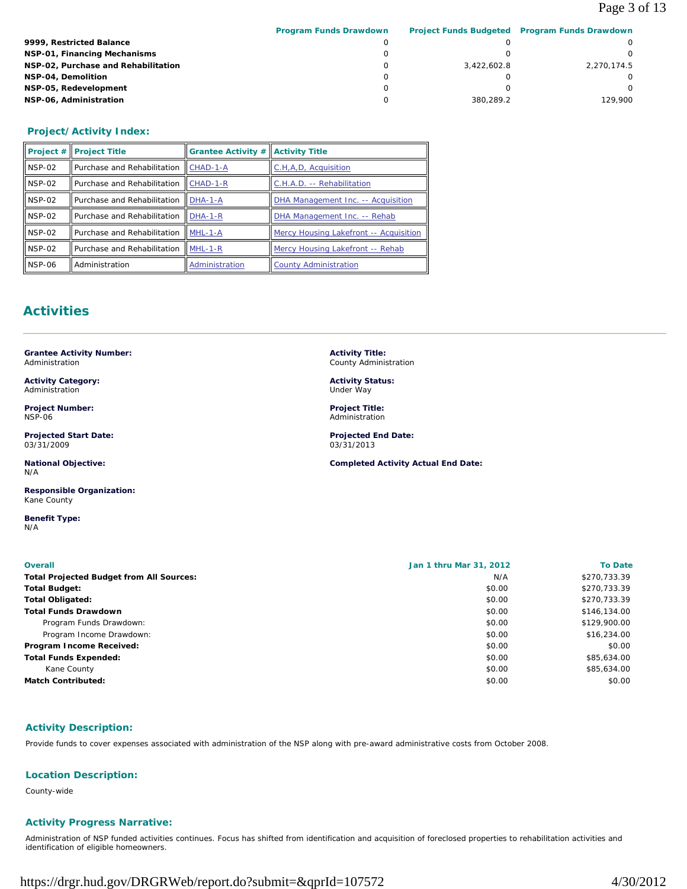| | Program Funds Drawdown | Project Funds Budgeted | Program Funds Drawdown |
|---|---|---|---|
| **9999, Restricted Balance** | 0 | 0 | 0 |
| **NSP-01, Financing Mechanisms** | 0 | 0 | 0 |
| **NSP-02, Purchase and Rehabilitation** | 0 | 3,422,602.8 | 2,270,174.5 |
| **NSP-04, Demolition** | 0 | 0 | 0 |
| **NSP-05, Redevelopment** | 0 | 0 | 0 |
| **NSP-06, Administration** | 0 | 380,289.2 | 129,900 |

### Project/Activity Index:

| Project # | Project Title | Grantee Activity # | Activity Title |
|---|---|---|---|
| NSP-02 | Purchase and Rehabilitation | CHAD-1-A | C.H,A,D, Acquisition |
| NSP-02 | Purchase and Rehabilitation | CHAD-1-R | C.H.A.D. -- Rehabilitation |
| NSP-02 | Purchase and Rehabilitation | DHA-1-A | DHA Management Inc. -- Acquisition |
| NSP-02 | Purchase and Rehabilitation | DHA-1-R | DHA Management Inc. -- Rehab |
| NSP-02 | Purchase and Rehabilitation | MHL-1-A | Mercy Housing Lakefront -- Acquisition |
| NSP-02 | Purchase and Rehabilitation | MHL-1-R | Mercy Housing Lakefront -- Rehab |
| NSP-06 | Administration | Administration | County Administration |

## Activities

**Grantee Activity Number:**
Administration

**Activity Title:**
County Administration

**Activity Category:**
Administration

**Activity Status:**
Under Way

**Project Number:**
NSP-06

**Project Title:**
Administration

**Projected Start Date:**
03/31/2009

**Projected End Date:**
03/31/2013

**National Objective:**
N/A

**Completed Activity Actual End Date:**

**Responsible Organization:**
Kane County

**Benefit Type:**
N/A

| Overall | Jan 1 thru Mar 31, 2012 | To Date |
|---|---|---|
| **Total Projected Budget from All Sources:** | N/A | $270,733.39 |
| **Total Budget:** | $0.00 | $270,733.39 |
| **Total Obligated:** | $0.00 | $270,733.39 |
| **Total Funds Drawdown** | $0.00 | $146,134.00 |
| Program Funds Drawdown: | $0.00 | $129,900.00 |
| Program Income Drawdown: | $0.00 | $16,234.00 |
| **Program Income Received:** | $0.00 | $0.00 |
| **Total Funds Expended:** | $0.00 | $85,634.00 |
| Kane County | $0.00 | $85,634.00 |
| **Match Contributed:** | $0.00 | $0.00 |

### Activity Description:

Provide funds to cover expenses associated with administration of the NSP along with pre-award administrative costs from October 2008.

### Location Description:

County-wide

### Activity Progress Narrative:

Administration of NSP funded activities continues. Focus has shifted from identification and acquisition of foreclosed properties to rehabilitation activities and identification of eligible homeowners.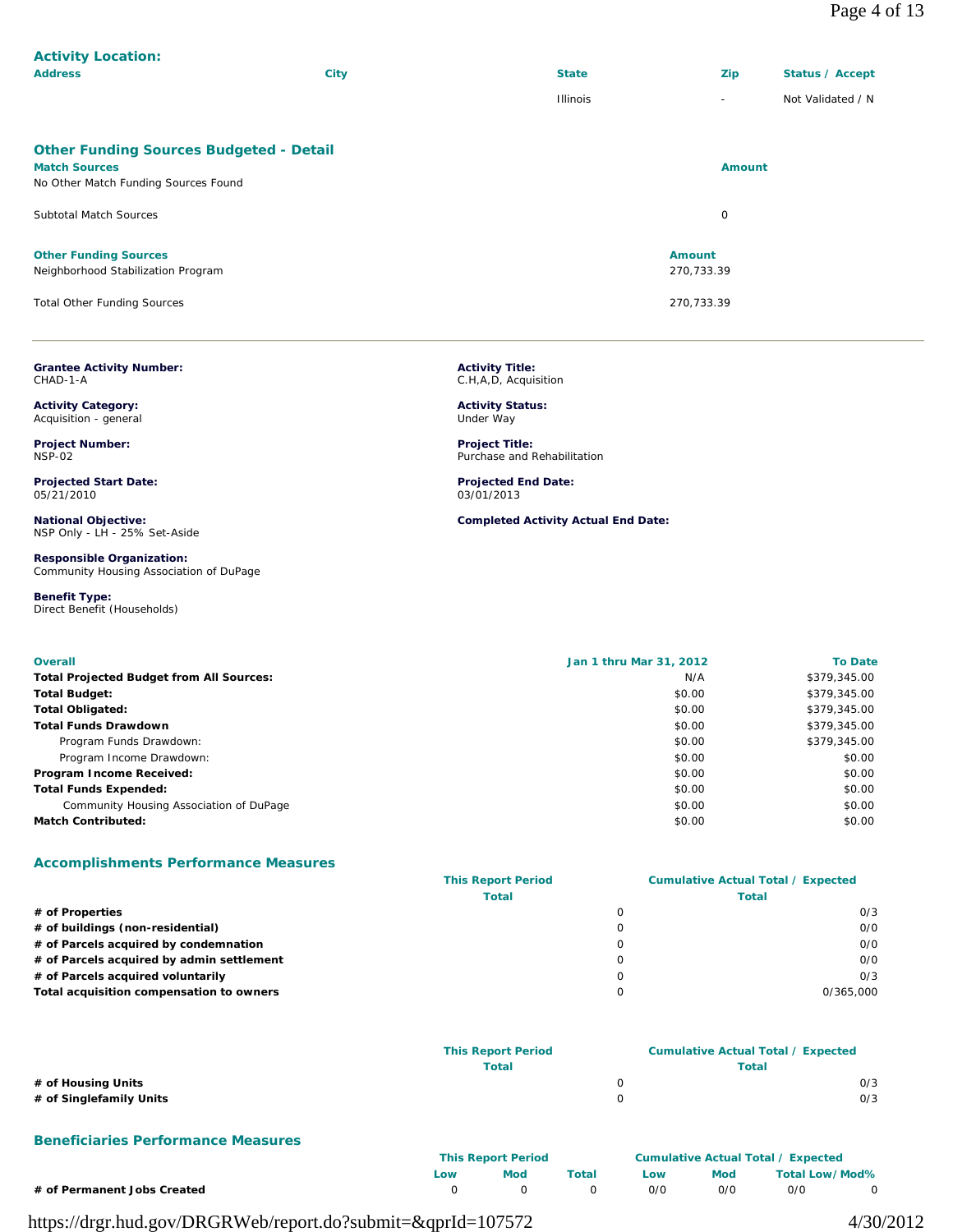### Activity Location:

| Address | City | State | Zip | Status / Accept |
| --- | --- | --- | --- | --- |
| | | Illinois | - | Not Validated / N |

### Other Funding Sources Budgeted - Detail

| Match Sources | Amount |
| --- | --- |
| No Other Match Funding Sources Found | |
| Subtotal Match Sources | 0 |

| Other Funding Sources | Amount |
| --- | --- |
| Neighborhood Stabilization Program | 270,733.39 |
| Total Other Funding Sources | 270,733.39 |

---

**Grantee Activity Number:**
CHAD-1-A

**Activity Title:**
C.H,A,D, Acquisition

**Activity Category:**
Acquisition - general

**Activity Status:**
Under Way

**Project Number:**
NSP-02

**Project Title:**
Purchase and Rehabilitation

**Projected Start Date:**
05/21/2010

**Projected End Date:**
03/01/2013

**National Objective:**
NSP Only - LH - 25% Set-Aside

**Completed Activity Actual End Date:**

**Responsible Organization:**
Community Housing Association of DuPage

**Benefit Type:**
Direct Benefit (Households)

| Overall | Jan 1 thru Mar 31, 2012 | To Date |
| --- | --- | --- |
| **Total Projected Budget from All Sources:** | N/A | $379,345.00 |
| **Total Budget:** | $0.00 | $379,345.00 |
| **Total Obligated:** | $0.00 | $379,345.00 |
| **Total Funds Drawdown** | $0.00 | $379,345.00 |
| Program Funds Drawdown: | $0.00 | $379,345.00 |
| Program Income Drawdown: | $0.00 | $0.00 |
| **Program Income Received:** | $0.00 | $0.00 |
| **Total Funds Expended:** | $0.00 | $0.00 |
| Community Housing Association of DuPage | $0.00 | $0.00 |
| **Match Contributed:** | $0.00 | $0.00 |

### Accomplishments Performance Measures

| | This Report Period Total | Cumulative Actual Total / Expected Total |
| --- | --- | --- |
| **# of Properties** | 0 | 0/3 |
| **# of buildings (non-residential)** | 0 | 0/0 |
| **# of Parcels acquired by condemnation** | 0 | 0/0 |
| **# of Parcels acquired by admin settlement** | 0 | 0/0 |
| **# of Parcels acquired voluntarily** | 0 | 0/3 |
| **Total acquisition compensation to owners** | 0 | 0/365,000 |

| | This Report Period Total | Cumulative Actual Total / Expected Total |
| --- | --- | --- |
| **# of Housing Units** | 0 | 0/3 |
| **# of Singlefamily Units** | 0 | 0/3 |

### Beneficiaries Performance Measures

| | This Report Period | | | Cumulative Actual Total / Expected | | | |
| --- | --- | --- | --- | --- | --- | --- | --- |
| | Low | Mod | Total | Low | Mod | Total | Low/Mod% |
| **# of Permanent Jobs Created** | 0 | 0 | 0 | 0/0 | 0/0 | 0/0 | 0 |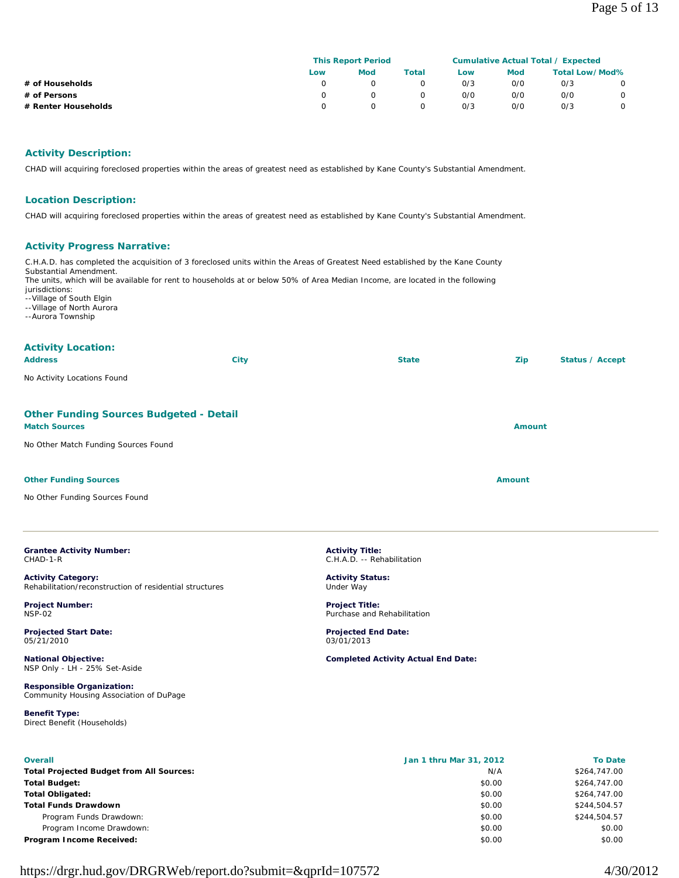| | This Report Period | | | Cumulative Actual Total / Expected | | | |
|---|---|---|---|---|---|---|---|
| | Low | Mod | Total | Low | Mod | Total Low/Mod% | |
| # of Households | 0 | 0 | 0 | 0/3 | 0/0 | 0/3 | 0 |
| # of Persons | 0 | 0 | 0 | 0/0 | 0/0 | 0/0 | 0 |
| # Renter Households | 0 | 0 | 0 | 0/3 | 0/0 | 0/3 | 0 |

## Activity Description:

CHAD will acquiring foreclosed properties within the areas of greatest need as established by Kane County's Substantial Amendment.

## Location Description:

CHAD will acquiring foreclosed properties within the areas of greatest need as established by Kane County's Substantial Amendment.

## Activity Progress Narrative:

C.H.A.D. has completed the acquisition of 3 foreclosed units within the Areas of Greatest Need established by the Kane County Substantial Amendment.
The units, which will be available for rent to households at or below 50% of Area Median Income, are located in the following jurisdictions:
--Village of South Elgin
--Village of North Aurora
--Aurora Township

## Activity Location:

| Address | City | State | Zip | Status / Accept |
|---|---|---|---|---|

No Activity Locations Found

## Other Funding Sources Budgeted - Detail

| Match Sources | Amount |
|---|---|

No Other Match Funding Sources Found

| Other Funding Sources | Amount |
|---|---|

No Other Funding Sources Found

---

**Grantee Activity Number:**
CHAD-1-R

**Activity Title:**
C.H.A.D. -- Rehabilitation

**Activity Category:**
Rehabilitation/reconstruction of residential structures

**Activity Status:**
Under Way

**Project Number:**
NSP-02

**Project Title:**
Purchase and Rehabilitation

**Projected Start Date:**
05/21/2010

**Projected End Date:**
03/01/2013

**National Objective:**
NSP Only - LH - 25% Set-Aside

**Completed Activity Actual End Date:**

**Responsible Organization:**
Community Housing Association of DuPage

**Benefit Type:**
Direct Benefit (Households)

| Overall | Jan 1 thru Mar 31, 2012 | To Date |
|---|---|---|
| **Total Projected Budget from All Sources:** | N/A | $264,747.00 |
| **Total Budget:** | $0.00 | $264,747.00 |
| **Total Obligated:** | $0.00 | $264,747.00 |
| **Total Funds Drawdown** | $0.00 | $244,504.57 |
| Program Funds Drawdown: | $0.00 | $244,504.57 |
| Program Income Drawdown: | $0.00 | $0.00 |
| **Program Income Received:** | $0.00 | $0.00 |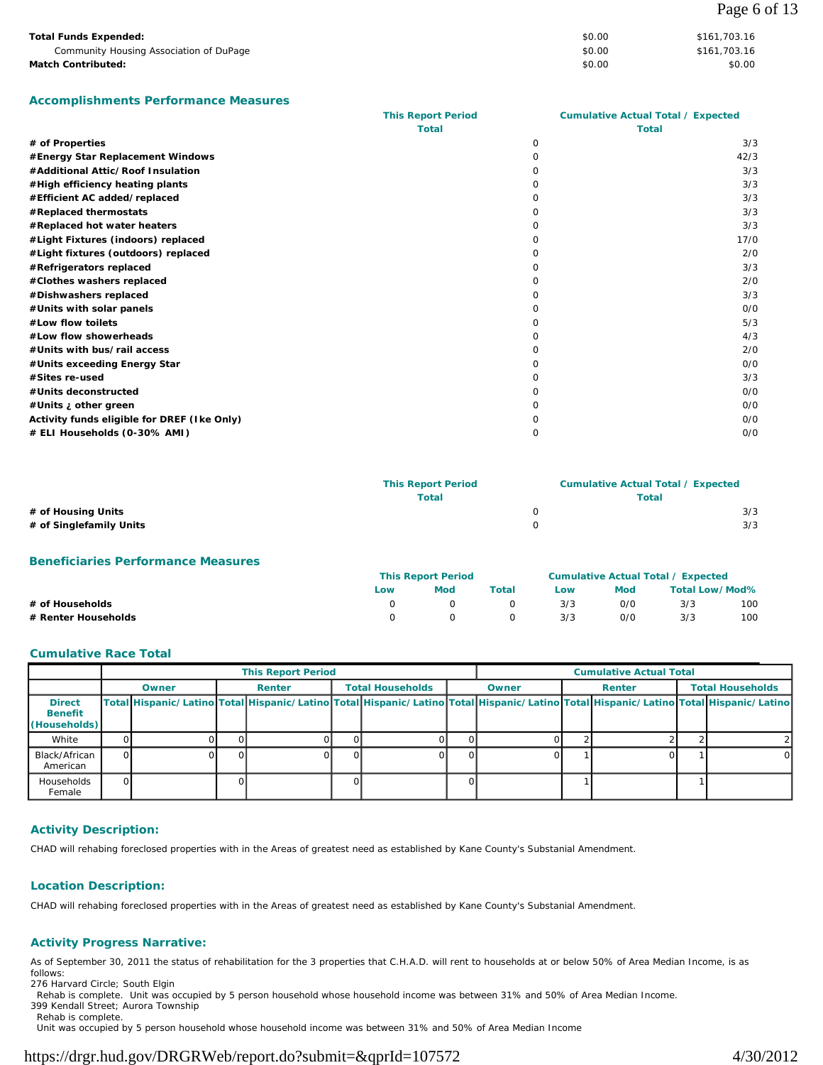| | | |
|---|---|---|
| **Total Funds Expended:** | $0.00 | $161,703.16 |
| Community Housing Association of DuPage | $0.00 | $161,703.16 |
| **Match Contributed:** | $0.00 | $0.00 |

## Accomplishments Performance Measures

| | This Report Period Total | Cumulative Actual Total / Expected Total |
|---|---|---|
| **# of Properties** | 0 | 3/3 |
| **#Energy Star Replacement Windows** | 0 | 42/3 |
| **#Additional Attic/Roof Insulation** | 0 | 3/3 |
| **#High efficiency heating plants** | 0 | 3/3 |
| **#Efficient AC added/replaced** | 0 | 3/3 |
| **#Replaced thermostats** | 0 | 3/3 |
| **#Replaced hot water heaters** | 0 | 3/3 |
| **#Light Fixtures (indoors) replaced** | 0 | 17/0 |
| **#Light fixtures (outdoors) replaced** | 0 | 2/0 |
| **#Refrigerators replaced** | 0 | 3/3 |
| **#Clothes washers replaced** | 0 | 2/0 |
| **#Dishwashers replaced** | 0 | 3/3 |
| **#Units with solar panels** | 0 | 0/0 |
| **#Low flow toilets** | 0 | 5/3 |
| **#Low flow showerheads** | 0 | 4/3 |
| **#Units with bus/rail access** | 0 | 2/0 |
| **#Units exceeding Energy Star** | 0 | 0/0 |
| **#Sites re-used** | 0 | 3/3 |
| **#Units deconstructed** | 0 | 0/0 |
| **#Units ¿ other green** | 0 | 0/0 |
| **Activity funds eligible for DREF (Ike Only)** | 0 | 0/0 |
| **# ELI Households (0-30% AMI)** | 0 | 0/0 |

| | This Report Period Total | Cumulative Actual Total / Expected Total |
|---|---|---|
| **# of Housing Units** | 0 | 3/3 |
| **# of Singlefamily Units** | 0 | 3/3 |

## Beneficiaries Performance Measures

| | This Report Period | | | Cumulative Actual Total / Expected | | | |
|---|---|---|---|---|---|---|---|
| | Low | Mod | Total | Low | Mod | Total | Low/Mod% |
| **# of Households** | 0 | 0 | 0 | 3/3 | 0/0 | 3/3 | 100 |
| **# Renter Households** | 0 | 0 | 0 | 3/3 | 0/0 | 3/3 | 100 |

## Cumulative Race Total

| | This Report Period | | | | | | Cumulative Actual Total | | | | | |
|---|---|---|---|---|---|---|---|---|---|---|---|---|
| | Owner | | Renter | | Total Households | | Owner | | Renter | | Total Households | |
| **Direct Benefit (Households)** | Total | Hispanic/Latino | Total | Hispanic/Latino | Total | Hispanic/Latino | Total | Hispanic/Latino | Total | Hispanic/Latino | Total | Hispanic/Latino |
| White | 0 | 0 | 0 | 0 | 0 | 0 | 0 | 0 | 2 | 2 | 2 | 2 |
| Black/African American | 0 | 0 | 0 | 0 | 0 | 0 | 0 | 0 | 1 | 0 | 1 | 0 |
| Households Female | 0 | | 0 | | 0 | | 0 | | 1 | | 1 | |

## Activity Description:

CHAD will rehabing foreclosed properties with in the Areas of greatest need as established by Kane County's Substanial Amendment.

## Location Description:

CHAD will rehabing foreclosed properties with in the Areas of greatest need as established by Kane County's Substanial Amendment.

## Activity Progress Narrative:

As of September 30, 2011 the status of rehabilitation for the 3 properties that C.H.A.D. will rent to households at or below 50% of Area Median Income, is as follows:
276 Harvard Circle; South Elgin
Rehab is complete. Unit was occupied by 5 person household whose household income was between 31% and 50% of Area Median Income.
399 Kendall Street; Aurora Township
Rehab is complete.
Unit was occupied by 5 person household whose household income was between 31% and 50% of Area Median Income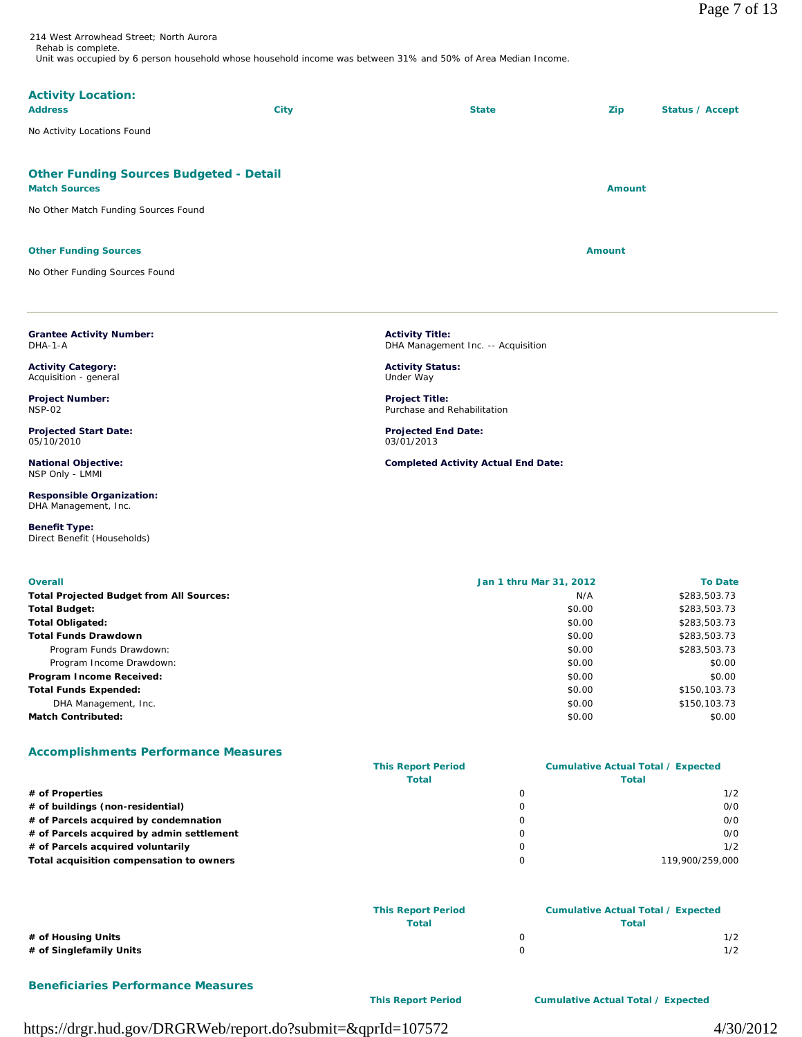214 West Arrowhead Street; North Aurora
Rehab is complete.
Unit was occupied by 6 person household whose household income was between 31% and 50% of Area Median Income.

## Activity Location:

| Address | City | State | Zip | Status / Accept |
|---|---|---|---|---|
| No Activity Locations Found | | | | |

## Other Funding Sources Budgeted - Detail

| Match Sources | Amount |
|---|---|
| No Other Match Funding Sources Found | |

| Other Funding Sources | Amount |
|---|---|
| No Other Funding Sources Found | |

---

**Grantee Activity Number:**
DHA-1-A

**Activity Title:**
DHA Management Inc. -- Acquisition

**Activity Category:**
Acquisition - general

**Activity Status:**
Under Way

**Project Number:**
NSP-02

**Project Title:**
Purchase and Rehabilitation

**Projected Start Date:**
05/10/2010

**Projected End Date:**
03/01/2013

**National Objective:**
NSP Only - LMMI

**Completed Activity Actual End Date:**

**Responsible Organization:**
DHA Management, Inc.

**Benefit Type:**
Direct Benefit (Households)

| Overall | Jan 1 thru Mar 31, 2012 | To Date |
|---|---|---|
| **Total Projected Budget from All Sources:** | N/A | $283,503.73 |
| **Total Budget:** | $0.00 | $283,503.73 |
| **Total Obligated:** | $0.00 | $283,503.73 |
| **Total Funds Drawdown** | $0.00 | $283,503.73 |
| Program Funds Drawdown: | $0.00 | $283,503.73 |
| Program Income Drawdown: | $0.00 | $0.00 |
| **Program Income Received:** | $0.00 | $0.00 |
| **Total Funds Expended:** | $0.00 | $150,103.73 |
| DHA Management, Inc. | $0.00 | $150,103.73 |
| **Match Contributed:** | $0.00 | $0.00 |

## Accomplishments Performance Measures

| | This Report Period Total | Cumulative Actual Total / Expected Total |
|---|---|---|
| **# of Properties** | 0 | 1/2 |
| **# of buildings (non-residential)** | 0 | 0/0 |
| **# of Parcels acquired by condemnation** | 0 | 0/0 |
| **# of Parcels acquired by admin settlement** | 0 | 0/0 |
| **# of Parcels acquired voluntarily** | 0 | 1/2 |
| **Total acquisition compensation to owners** | 0 | 119,900/259,000 |

| | This Report Period Total | Cumulative Actual Total / Expected Total |
|---|---|---|
| **# of Housing Units** | 0 | 1/2 |
| **# of Singlefamily Units** | 0 | 1/2 |

## Beneficiaries Performance Measures

| | This Report Period | Cumulative Actual Total / Expected |
|---|---|---|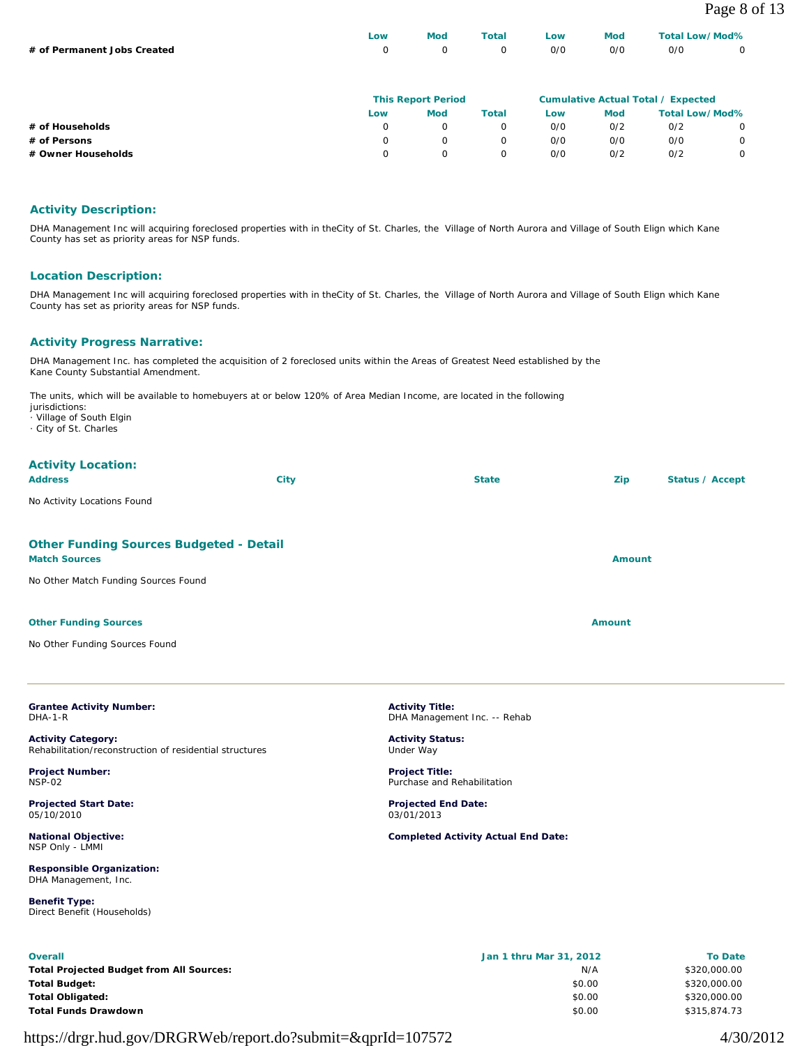| | Low | Mod | Total | Low | Mod | Total Low/Mod% | |
|---|---|---|---|---|---|---|---|
| **# of Permanent Jobs Created** | 0 | 0 | 0 | 0/0 | 0/0 | 0/0 | 0 |

| | This Report Period | | | Cumulative Actual Total / Expected | | | |
|---|---|---|---|---|---|---|---|
| | Low | Mod | Total | Low | Mod | Total Low/Mod% | |
| **# of Households** | 0 | 0 | 0 | 0/0 | 0/2 | 0/2 | 0 |
| **# of Persons** | 0 | 0 | 0 | 0/0 | 0/0 | 0/0 | 0 |
| **# Owner Households** | 0 | 0 | 0 | 0/0 | 0/2 | 0/2 | 0 |

## Activity Description:

DHA Management Inc will acquiring foreclosed properties with in theCity of St. Charles, the Village of North Aurora and Village of South Elign which Kane County has set as priority areas for NSP funds.

## Location Description:

DHA Management Inc will acquiring foreclosed properties with in theCity of St. Charles, the Village of North Aurora and Village of South Elign which Kane County has set as priority areas for NSP funds.

## Activity Progress Narrative:

DHA Management Inc. has completed the acquisition of 2 foreclosed units within the Areas of Greatest Need established by the Kane County Substantial Amendment.

The units, which will be available to homebuyers at or below 120% of Area Median Income, are located in the following jurisdictions:
· Village of South Elgin
· City of St. Charles

## Activity Location:

| Address | City | State | Zip | Status / Accept |
|---|---|---|---|---|

No Activity Locations Found

## Other Funding Sources Budgeted - Detail

| Match Sources | Amount |
|---|---|

No Other Match Funding Sources Found

| Other Funding Sources | Amount |
|---|---|

No Other Funding Sources Found

---

**Grantee Activity Number:**
DHA-1-R

**Activity Title:**
DHA Management Inc. -- Rehab

**Activity Category:**
Rehabilitation/reconstruction of residential structures

**Activity Status:**
Under Way

**Project Number:**
NSP-02

**Project Title:**
Purchase and Rehabilitation

**Projected Start Date:**
05/10/2010

**Projected End Date:**
03/01/2013

**National Objective:**
NSP Only - LMMI

**Completed Activity Actual End Date:**

**Responsible Organization:**
DHA Management, Inc.

**Benefit Type:**
Direct Benefit (Households)

| Overall | Jan 1 thru Mar 31, 2012 | To Date |
|---|---|---|
| **Total Projected Budget from All Sources:** | N/A | $320,000.00 |
| **Total Budget:** | $0.00 | $320,000.00 |
| **Total Obligated:** | $0.00 | $320,000.00 |
| **Total Funds Drawdown** | $0.00 | $315,874.73 |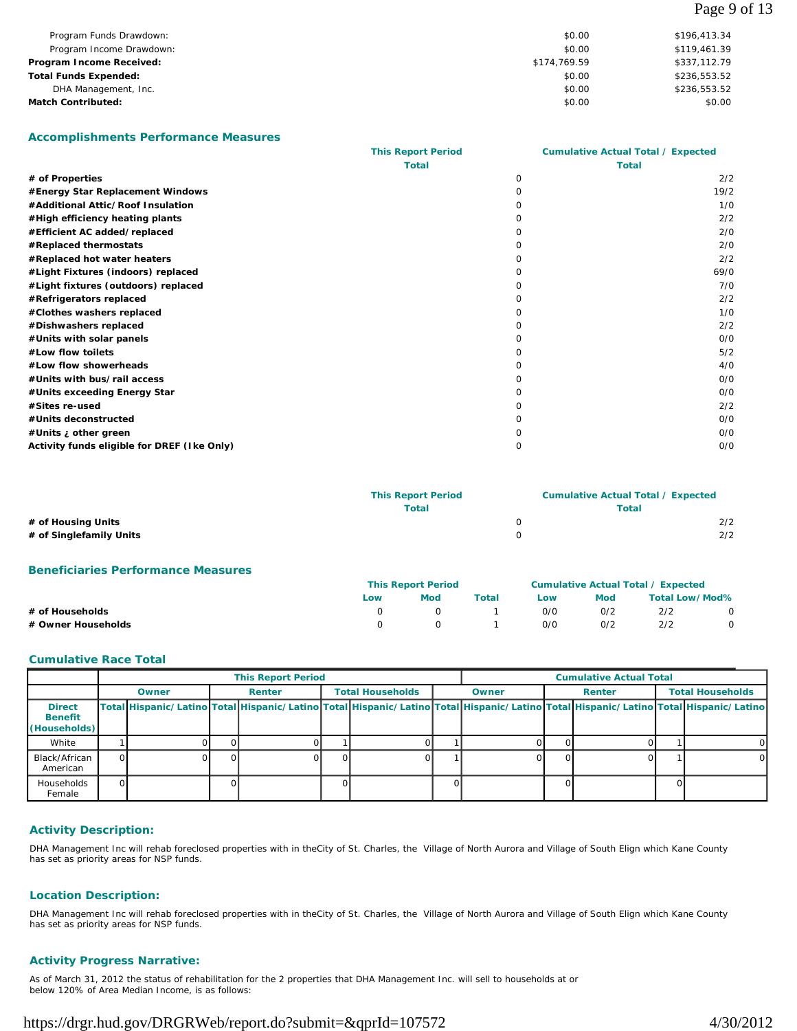| | | |
|---|---|---|
| Program Funds Drawdown: | $0.00 | $196,413.34 |
| Program Income Drawdown: | $0.00 | $119,461.39 |
| **Program Income Received:** | $174,769.59 | $337,112.79 |
| **Total Funds Expended:** | $0.00 | $236,553.52 |
| DHA Management, Inc. | $0.00 | $236,553.52 |
| **Match Contributed:** | $0.00 | $0.00 |

## Accomplishments Performance Measures

| | This Report Period Total | Cumulative Actual Total / Expected Total |
|---|---|---|
| **# of Properties** | 0 | 2/2 |
| **#Energy Star Replacement Windows** | 0 | 19/2 |
| **#Additional Attic/Roof Insulation** | 0 | 1/0 |
| **#High efficiency heating plants** | 0 | 2/2 |
| **#Efficient AC added/replaced** | 0 | 2/0 |
| **#Replaced thermostats** | 0 | 2/0 |
| **#Replaced hot water heaters** | 0 | 2/2 |
| **#Light Fixtures (indoors) replaced** | 0 | 69/0 |
| **#Light fixtures (outdoors) replaced** | 0 | 7/0 |
| **#Refrigerators replaced** | 0 | 2/2 |
| **#Clothes washers replaced** | 0 | 1/0 |
| **#Dishwashers replaced** | 0 | 2/2 |
| **#Units with solar panels** | 0 | 0/0 |
| **#Low flow toilets** | 0 | 5/2 |
| **#Low flow showerheads** | 0 | 4/0 |
| **#Units with bus/rail access** | 0 | 0/0 |
| **#Units exceeding Energy Star** | 0 | 0/0 |
| **#Sites re-used** | 0 | 2/2 |
| **#Units deconstructed** | 0 | 0/0 |
| **#Units ¿ other green** | 0 | 0/0 |
| **Activity funds eligible for DREF (Ike Only)** | 0 | 0/0 |

| | This Report Period Total | Cumulative Actual Total / Expected Total |
|---|---|---|
| **# of Housing Units** | 0 | 2/2 |
| **# of Singlefamily Units** | 0 | 2/2 |

## Beneficiaries Performance Measures

| | This Report Period | | | Cumulative Actual Total / Expected | | | |
|---|---|---|---|---|---|---|---|
| | Low | Mod | Total | Low | Mod | Total Low/Mod% | |
| **# of Households** | 0 | 0 | 1 | 0/0 | 0/2 | 2/2 | 0 |
| **# Owner Households** | 0 | 0 | 1 | 0/0 | 0/2 | 2/2 | 0 |

## Cumulative Race Total

| | This Report Period | | | | | | Cumulative Actual Total | | | | | |
|---|---|---|---|---|---|---|---|---|---|---|---|---|
| | Owner | | Renter | | Total Households | | Owner | | Renter | | Total Households | |
| **Direct Benefit (Households)** | Total | Hispanic/Latino | Total | Hispanic/Latino | Total | Hispanic/Latino | Total | Hispanic/Latino | Total | Hispanic/Latino | Total | Hispanic/Latino |
| White | 1 | 0 | 0 | 0 | 1 | 0 | 1 | 0 | 0 | 0 | 1 | 0 |
| Black/African American | 0 | 0 | 0 | 0 | 0 | 0 | 1 | 0 | 0 | 0 | 1 | 0 |
| Households Female | 0 | | 0 | | 0 | | 0 | | 0 | | 0 | |

## Activity Description:

DHA Management Inc will rehab foreclosed properties with in theCity of St. Charles, the Village of North Aurora and Village of South Elign which Kane County has set as priority areas for NSP funds.

## Location Description:

DHA Management Inc will rehab foreclosed properties with in theCity of St. Charles, the Village of North Aurora and Village of South Elign which Kane County has set as priority areas for NSP funds.

## Activity Progress Narrative:

As of March 31, 2012 the status of rehabilitation for the 2 properties that DHA Management Inc. will sell to households at or below 120% of Area Median Income, is as follows: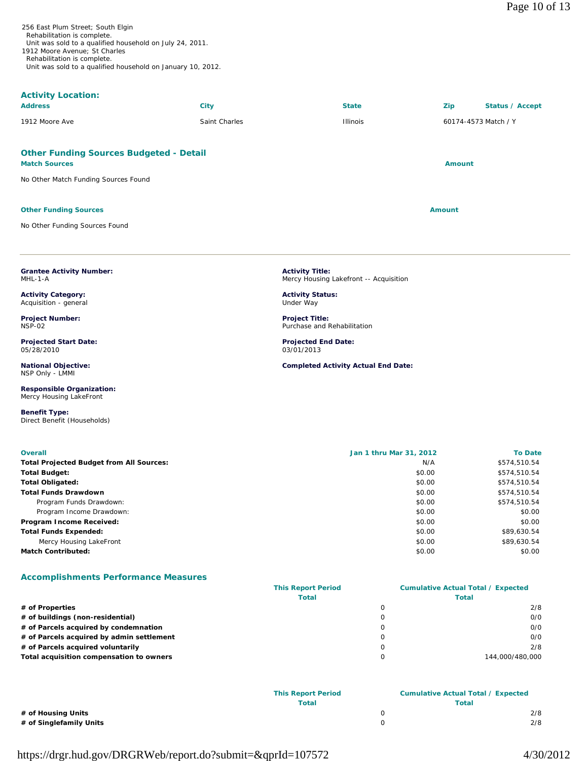256 East Plum Street; South Elgin
  Rehabilitation is complete.
  Unit was sold to a qualified household on July 24, 2011.
1912 Moore Avenue; St Charles
  Rehabilitation is complete.
  Unit was sold to a qualified household on January 10, 2012.

## Activity Location:

| Address | City | State | Zip | Status / Accept |
|---|---|---|---|---|
| 1912 Moore Ave | Saint Charles | Illinois | 60174-4573 | Match / Y |

## Other Funding Sources Budgeted - Detail

| Match Sources | Amount |
|---|---|
| No Other Match Funding Sources Found | |

| Other Funding Sources | Amount |
|---|---|
| No Other Funding Sources Found | |

---

**Grantee Activity Number:**
MHL-1-A

**Activity Title:**
Mercy Housing Lakefront -- Acquisition

**Activity Category:**
Acquisition - general

**Activity Status:**
Under Way

**Project Number:**
NSP-02

**Project Title:**
Purchase and Rehabilitation

**Projected Start Date:**
05/28/2010

**Projected End Date:**
03/01/2013

**National Objective:**
NSP Only - LMMI

**Completed Activity Actual End Date:**

**Responsible Organization:**
Mercy Housing LakeFront

**Benefit Type:**
Direct Benefit (Households)

| Overall | Jan 1 thru Mar 31, 2012 | To Date |
|---|---|---|
| **Total Projected Budget from All Sources:** | N/A | $574,510.54 |
| **Total Budget:** | $0.00 | $574,510.54 |
| **Total Obligated:** | $0.00 | $574,510.54 |
| **Total Funds Drawdown** | $0.00 | $574,510.54 |
| Program Funds Drawdown: | $0.00 | $574,510.54 |
| Program Income Drawdown: | $0.00 | $0.00 |
| **Program Income Received:** | $0.00 | $0.00 |
| **Total Funds Expended:** | $0.00 | $89,630.54 |
| Mercy Housing LakeFront | $0.00 | $89,630.54 |
| **Match Contributed:** | $0.00 | $0.00 |

## Accomplishments Performance Measures

| | This Report Period Total | Cumulative Actual Total / Expected Total |
|---|---|---|
| **# of Properties** | 0 | 2/8 |
| **# of buildings (non-residential)** | 0 | 0/0 |
| **# of Parcels acquired by condemnation** | 0 | 0/0 |
| **# of Parcels acquired by admin settlement** | 0 | 0/0 |
| **# of Parcels acquired voluntarily** | 0 | 2/8 |
| **Total acquisition compensation to owners** | 0 | 144,000/480,000 |

| | This Report Period Total | Cumulative Actual Total / Expected Total |
|---|---|---|
| **# of Housing Units** | 0 | 2/8 |
| **# of Singlefamily Units** | 0 | 2/8 |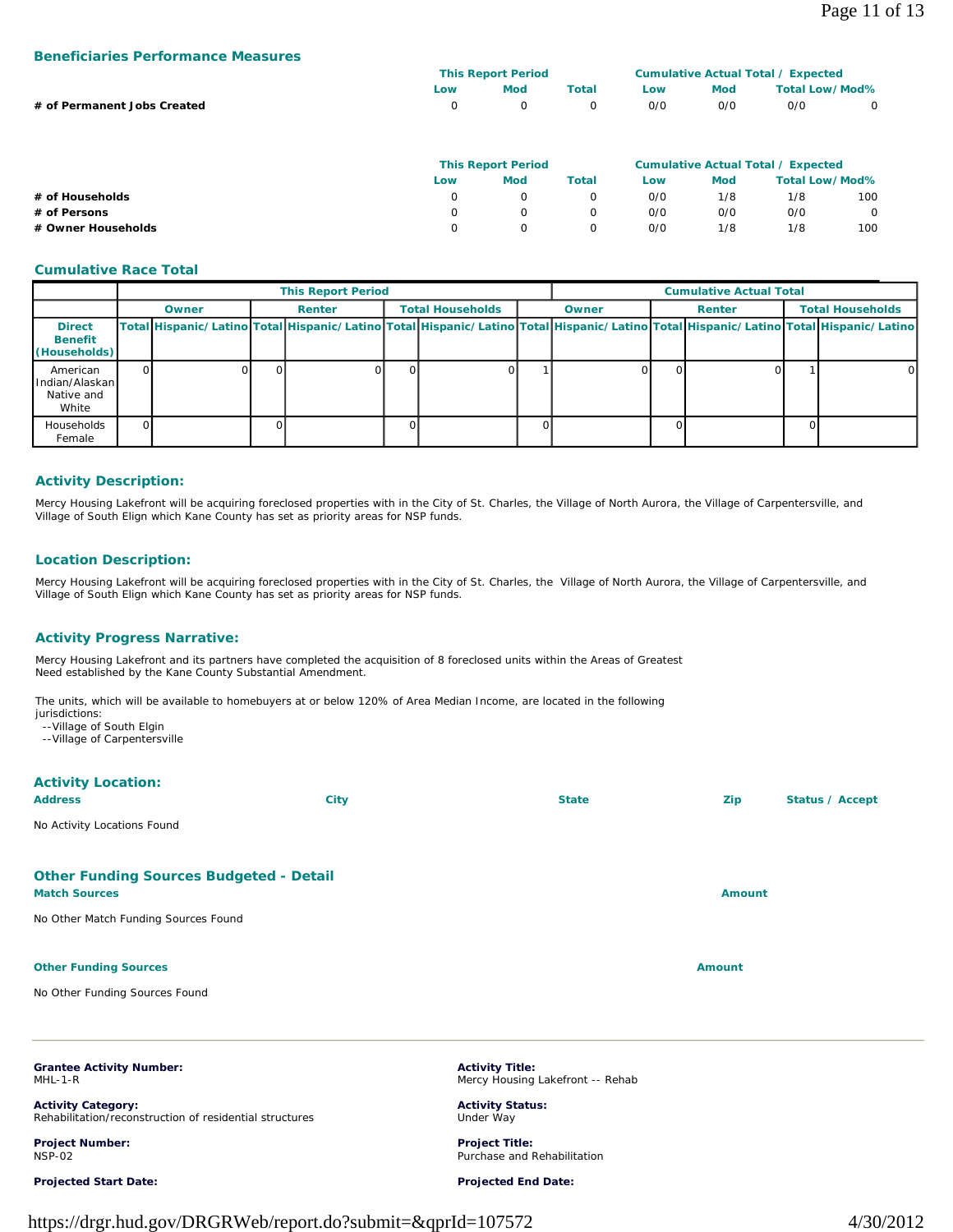### Beneficiaries Performance Measures

| | This Report Period | | | Cumulative Actual Total / Expected | | | |
|---|---|---|---|---|---|---|---|
| | Low | Mod | Total | Low | Mod | Total Low/Mod% | |
| # of Permanent Jobs Created | 0 | 0 | 0 | 0/0 | 0/0 | 0/0 | 0 |

| | This Report Period | | | Cumulative Actual Total / Expected | | | |
|---|---|---|---|---|---|---|---|
| | Low | Mod | Total | Low | Mod | Total Low/Mod% | |
| # of Households | 0 | 0 | 0 | 0/0 | 1/8 | 1/8 | 100 |
| # of Persons | 0 | 0 | 0 | 0/0 | 0/0 | 0/0 | 0 |
| # Owner Households | 0 | 0 | 0 | 0/0 | 1/8 | 1/8 | 100 |

### Cumulative Race Total

| | This Report Period | | | | | | Cumulative Actual Total | | | | | |
|---|---|---|---|---|---|---|---|---|---|---|---|---|
| | Owner | | Renter | | Total Households | | Owner | | Renter | | Total Households | |
| Direct Benefit (Households) | Total | Hispanic/Latino | Total | Hispanic/Latino | Total | Hispanic/Latino | Total | Hispanic/Latino | Total | Hispanic/Latino | Total | Hispanic/Latino |
| American Indian/Alaskan Native and White | 0 | 0 | 0 | 0 | 0 | 0 | 1 | 0 | 0 | 0 | 1 | 0 |
| Households Female | 0 | | 0 | | 0 | | 0 | | 0 | | 0 | |

### Activity Description:

Mercy Housing Lakefront will be acquiring foreclosed properties with in the City of St. Charles, the Village of North Aurora, the Village of Carpentersville, and Village of South Elign which Kane County has set as priority areas for NSP funds.

### Location Description:

Mercy Housing Lakefront will be acquiring foreclosed properties with in the City of St. Charles, the Village of North Aurora, the Village of Carpentersville, and Village of South Elign which Kane County has set as priority areas for NSP funds.

### Activity Progress Narrative:

Mercy Housing Lakefront and its partners have completed the acquisition of 8 foreclosed units within the Areas of Greatest Need established by the Kane County Substantial Amendment.

The units, which will be available to homebuyers at or below 120% of Area Median Income, are located in the following jurisdictions:
- --Village of South Elgin
- --Village of Carpentersville

### Activity Location:

| Address | City | State | Zip | Status / Accept |
|---|---|---|---|---|

No Activity Locations Found

### Other Funding Sources Budgeted - Detail

**Match Sources** — **Amount**

No Other Match Funding Sources Found

**Other Funding Sources** — **Amount**

No Other Funding Sources Found

---

**Grantee Activity Number:**
MHL-1-R

**Activity Title:**
Mercy Housing Lakefront -- Rehab

**Activity Category:**
Rehabilitation/reconstruction of residential structures

**Activity Status:**
Under Way

**Project Number:**
NSP-02

**Project Title:**
Purchase and Rehabilitation

**Projected Start Date:**

**Projected End Date:**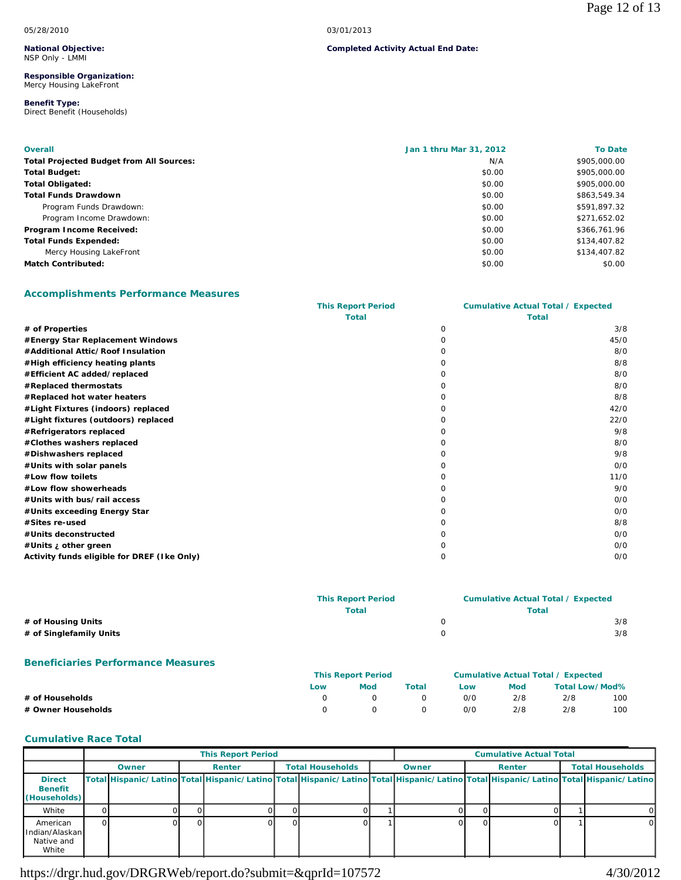05/28/2010 | 03/01/2013

**National Objective:**
NSP Only - LMMI

**Completed Activity Actual End Date:**

**Responsible Organization:**
Mercy Housing LakeFront

**Benefit Type:**
Direct Benefit (Households)

| Overall | Jan 1 thru Mar 31, 2012 | To Date |
|---|---|---|
| **Total Projected Budget from All Sources:** | N/A | $905,000.00 |
| **Total Budget:** | $0.00 | $905,000.00 |
| **Total Obligated:** | $0.00 | $905,000.00 |
| **Total Funds Drawdown** | $0.00 | $863,549.34 |
| Program Funds Drawdown: | $0.00 | $591,897.32 |
| Program Income Drawdown: | $0.00 | $271,652.02 |
| **Program Income Received:** | $0.00 | $366,761.96 |
| **Total Funds Expended:** | $0.00 | $134,407.82 |
| Mercy Housing LakeFront | $0.00 | $134,407.82 |
| **Match Contributed:** | $0.00 | $0.00 |

## Accomplishments Performance Measures

| | This Report Period Total | Cumulative Actual Total / Expected Total |
|---|---|---|
| **# of Properties** | 0 | 3/8 |
| **#Energy Star Replacement Windows** | 0 | 45/0 |
| **#Additional Attic/Roof Insulation** | 0 | 8/0 |
| **#High efficiency heating plants** | 0 | 8/8 |
| **#Efficient AC added/replaced** | 0 | 8/0 |
| **#Replaced thermostats** | 0 | 8/0 |
| **#Replaced hot water heaters** | 0 | 8/8 |
| **#Light Fixtures (indoors) replaced** | 0 | 42/0 |
| **#Light fixtures (outdoors) replaced** | 0 | 22/0 |
| **#Refrigerators replaced** | 0 | 9/8 |
| **#Clothes washers replaced** | 0 | 8/0 |
| **#Dishwashers replaced** | 0 | 9/8 |
| **#Units with solar panels** | 0 | 0/0 |
| **#Low flow toilets** | 0 | 11/0 |
| **#Low flow showerheads** | 0 | 9/0 |
| **#Units with bus/rail access** | 0 | 0/0 |
| **#Units exceeding Energy Star** | 0 | 0/0 |
| **#Sites re-used** | 0 | 8/8 |
| **#Units deconstructed** | 0 | 0/0 |
| **#Units ¿ other green** | 0 | 0/0 |
| **Activity funds eligible for DREF (Ike Only)** | 0 | 0/0 |

| | This Report Period Total | Cumulative Actual Total / Expected Total |
|---|---|---|
| **# of Housing Units** | 0 | 3/8 |
| **# of Singlefamily Units** | 0 | 3/8 |

## Beneficiaries Performance Measures

| | This Report Period Low | This Report Period Mod | This Report Period Total | Cumulative Low | Cumulative Mod | Cumulative Total | Low/Mod% |
|---|---|---|---|---|---|---|---|
| **# of Households** | 0 | 0 | 0 | 0/0 | 2/8 | 2/8 | 100 |
| **# Owner Households** | 0 | 0 | 0 | 0/0 | 2/8 | 2/8 | 100 |

## Cumulative Race Total

| | This Report Period | | | | | | Cumulative Actual Total | | | | | |
|---|---|---|---|---|---|---|---|---|---|---|---|---|
| | Owner | | Renter | | Total Households | | Owner | | Renter | | Total Households | |
| **Direct Benefit (Households)** | Total | Hispanic/Latino | Total | Hispanic/Latino | Total | Hispanic/Latino | Total | Hispanic/Latino | Total | Hispanic/Latino | Total | Hispanic/Latino |
| White | 0 | 0 | 0 | 0 | 0 | 0 | 1 | 0 | 0 | 0 | 1 | 0 |
| American Indian/Alaskan Native and White | 0 | 0 | 0 | 0 | 0 | 0 | 1 | 0 | 0 | 0 | 1 | 0 |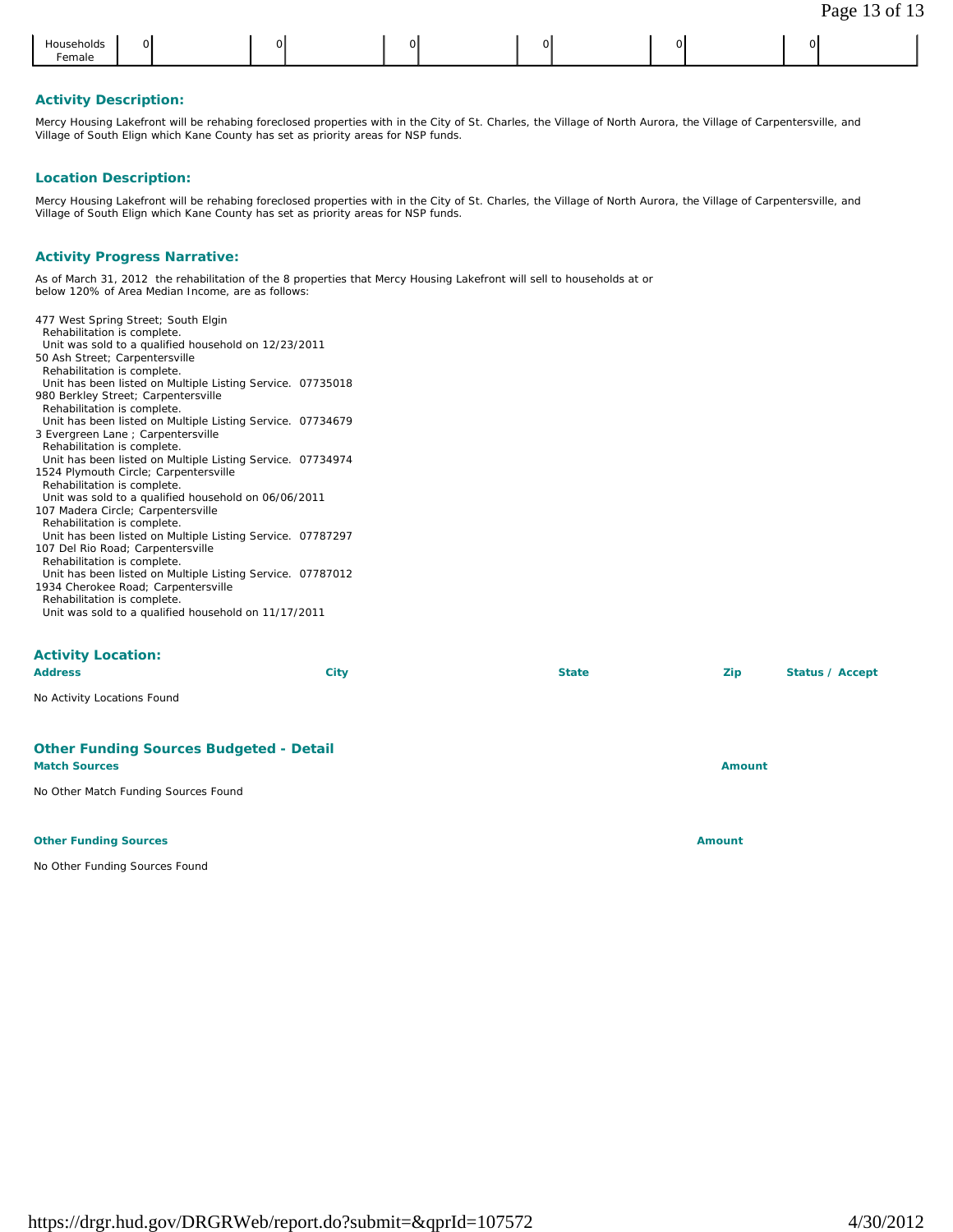| | | | | | | | | | | | | |
|---|---|---|---|---|---|---|---|---|---|---|---|---|
| Households Female | 0 | | 0 | | 0 | | 0 | | 0 | | 0 | |

## Activity Description:

Mercy Housing Lakefront will be rehabing foreclosed properties with in the City of St. Charles, the Village of North Aurora, the Village of Carpentersville, and Village of South Elign which Kane County has set as priority areas for NSP funds.

## Location Description:

Mercy Housing Lakefront will be rehabing foreclosed properties with in the City of St. Charles, the Village of North Aurora, the Village of Carpentersville, and Village of South Elign which Kane County has set as priority areas for NSP funds.

## Activity Progress Narrative:

As of March 31, 2012 the rehabilitation of the 8 properties that Mercy Housing Lakefront will sell to households at or below 120% of Area Median Income, are as follows:

477 West Spring Street; South Elgin
  Rehabilitation is complete.
  Unit was sold to a qualified household on 12/23/2011
50 Ash Street; Carpentersville
  Rehabilitation is complete.
  Unit has been listed on Multiple Listing Service. 07735018
980 Berkley Street; Carpentersville
  Rehabilitation is complete.
  Unit has been listed on Multiple Listing Service. 07734679
3 Evergreen Lane ; Carpentersville
  Rehabilitation is complete.
  Unit has been listed on Multiple Listing Service. 07734974
1524 Plymouth Circle; Carpentersville
  Rehabilitation is complete.
  Unit was sold to a qualified household on 06/06/2011
107 Madera Circle; Carpentersville
  Rehabilitation is complete.
  Unit has been listed on Multiple Listing Service. 07787297
107 Del Rio Road; Carpentersville
  Rehabilitation is complete.
  Unit has been listed on Multiple Listing Service. 07787012
1934 Cherokee Road; Carpentersville
  Rehabilitation is complete.
  Unit was sold to a qualified household on 11/17/2011

## Activity Location:

| Address | City | State | Zip | Status / Accept |
|---|---|---|---|---|

No Activity Locations Found

## Other Funding Sources Budgeted - Detail

| Match Sources | Amount |
|---|---|

No Other Match Funding Sources Found

| Other Funding Sources | Amount |
|---|---|

No Other Funding Sources Found